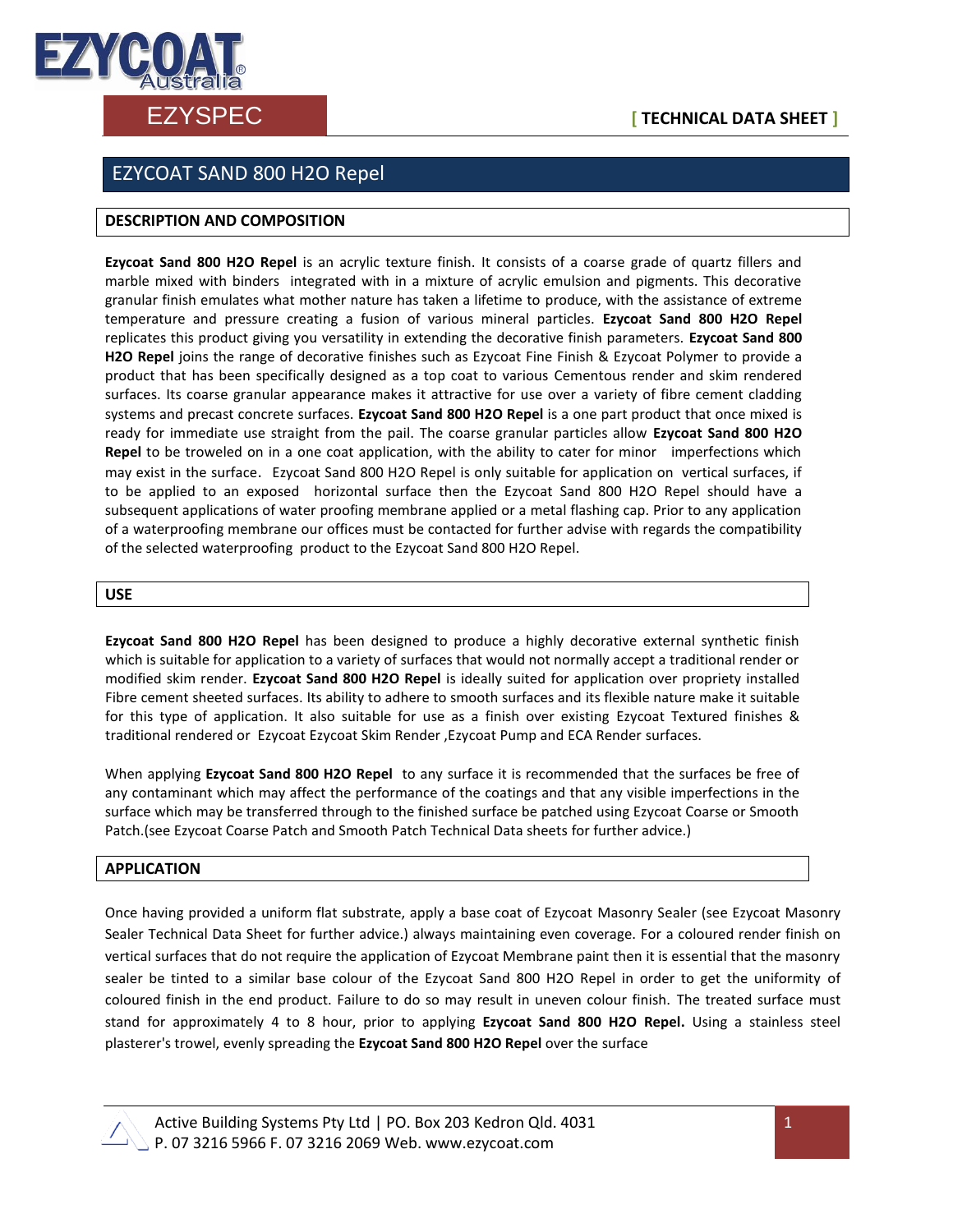EZYCOAT Australia

EZYSPEC

**[ TECHNICAL DATA SHEET ]**

# EZYCOAT SAND 800 H2O Repel

## DESCRIPTION AND COMPOSITION

**Ezycoat Sand 800 H2O Repel** is an acrylic texture finish. It consists of a coarse grade of quartz fillers and marble mixed with binders integrated with in a mixture of acrylic emulsion and pigments. This decorative granular finish emulates what mother nature has taken a lifetime to produce, with the assistance of extreme temperature and pressure creating a fusion of various mineral particles. **Ezycoat Sand 800 H2O Repel** replicates this product giving you versatility in extending the decorative finish parameters. **Ezycoat Sand 800 H2O Repel** joins the range of decorative finishes such as Ezycoat Fine Finish & Ezycoat Polymer to provide a product that has been specifically designed as a top coat to various Cementous render and skim rendered surfaces. Its coarse granular appearance makes it attractive for use over a variety of fibre cement cladding systems and precast concrete surfaces. **Ezycoat Sand 800 H2O Repel** is a one part product that once mixed is ready for immediate use straight from the pail. The coarse granular particles allow **Ezycoat Sand 800 H2O Repel** to be troweled on in a one coat application, with the ability to cater for minor imperfections which may exist in the surface. Ezycoat Sand 800 H2O Repel is only suitable for application on vertical surfaces, if to be applied to an exposed horizontal surface then the Ezycoat Sand 800 H2O Repel should have a subsequent applications of water proofing membrane applied or a metal flashing cap. Prior to any application of a waterproofing membrane our offices must be contacted for further advise with regards the compatibility of the selected waterproofing product to the Ezycoat Sand 800 H2O Repel.

## USE

**Ezycoat Sand 800 H2O Repel** has been designed to produce a highly decorative external synthetic finish which is suitable for application to a variety of surfaces that would not normally accept a traditional render or modified skim render. **Ezycoat Sand 800 H2O Repel** is ideally suited for application over propriety installed Fibre cement sheeted surfaces. Its ability to adhere to smooth surfaces and its flexible nature make it suitable for this type of application. It also suitable for use as a finish over existing Ezycoat Textured finishes & traditional rendered or Ezycoat Ezycoat Skim Render ,Ezycoat Pump and ECA Render surfaces.

When applying **Ezycoat Sand 800 H2O Repel** to any surface it is recommended that the surfaces be free of any contaminant which may affect the performance of the coatings and that any visible imperfections in the surface which may be transferred through to the finished surface be patched using Ezycoat Coarse or Smooth Patch.(see Ezycoat Coarse Patch and Smooth Patch Technical Data sheets for further advice.)

## APPLICATION

Once having provided a uniform flat substrate, apply a base coat of Ezycoat Masonry Sealer (see Ezycoat Masonry Sealer Technical Data Sheet for further advice.) always maintaining even coverage. For a coloured render finish on vertical surfaces that do not require the application of Ezycoat Membrane paint then it is essential that the masonry sealer be tinted to a similar base colour of the Ezycoat Sand 800 H2O Repel in order to get the uniformity of coloured finish in the end product. Failure to do so may result in uneven colour finish. The treated surface must stand for approximately 4 to 8 hour, prior to applying **Ezycoat Sand 800 H2O Repel.** Using a stainless steel plasterer's trowel, evenly spreading the **Ezycoat Sand 800 H2O Repel** over the surface

Active Building Systems Pty Ltd | PO. Box 203 Kedron Qld. 4031
P. 07 3216 5966 F. 07 3216 2069 Web. www.ezycoat.com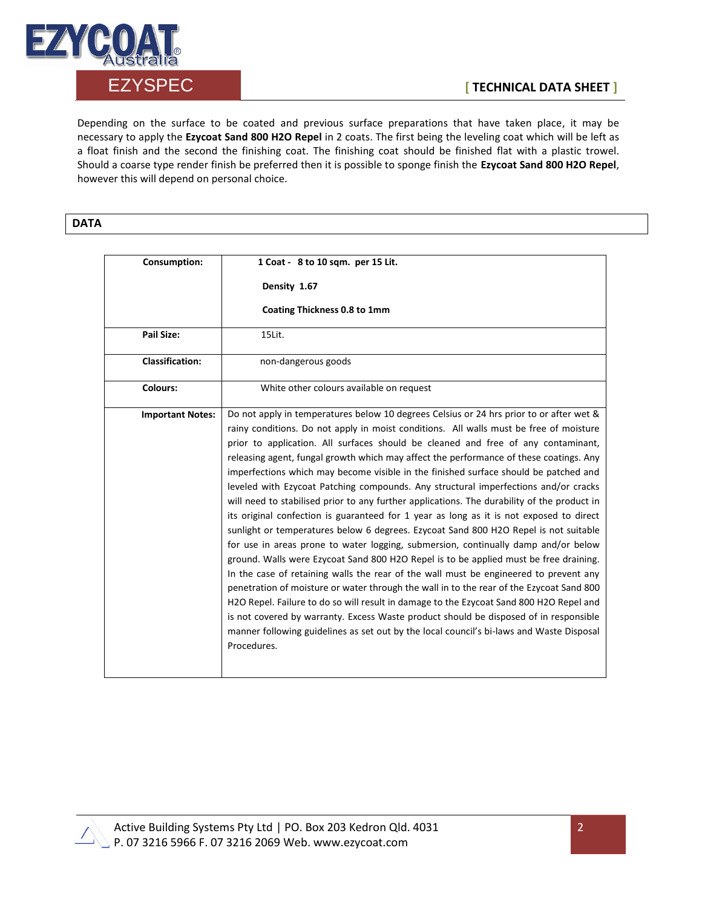Depending on the surface to be coated and previous surface preparations that have taken place, it may be necessary to apply the **Ezycoat Sand 800 H2O Repel** in 2 coats. The first being the leveling coat which will be left as a float finish and the second the finishing coat. The finishing coat should be finished flat with a plastic trowel. Should a coarse type render finish be preferred then it is possible to sponge finish the **Ezycoat Sand 800 H2O Repel**, however this will depend on personal choice.

## DATA

| | |
|---|---|
| **Consumption:** | **1 Coat - 8 to 10 sqm. per 15 Lit.**<br><br>**Density 1.67**<br><br>**Coating Thickness 0.8 to 1mm** |
| **Pail Size:** | 15Lit. |
| **Classification:** | non-dangerous goods |
| **Colours:** | White other colours available on request |
| **Important Notes:** | Do not apply in temperatures below 10 degrees Celsius or 24 hrs prior to or after wet & rainy conditions. Do not apply in moist conditions. All walls must be free of moisture prior to application. All surfaces should be cleaned and free of any contaminant, releasing agent, fungal growth which may affect the performance of these coatings. Any imperfections which may become visible in the finished surface should be patched and leveled with Ezycoat Patching compounds. Any structural imperfections and/or cracks will need to stabilised prior to any further applications. The durability of the product in its original confection is guaranteed for 1 year as long as it is not exposed to direct sunlight or temperatures below 6 degrees. Ezycoat Sand 800 H2O Repel is not suitable for use in areas prone to water logging, submersion, continually damp and/or below ground. Walls were Ezycoat Sand 800 H2O Repel is to be applied must be free draining. In the case of retaining walls the rear of the wall must be engineered to prevent any penetration of moisture or water through the wall in to the rear of the Ezycoat Sand 800 H2O Repel. Failure to do so will result in damage to the Ezycoat Sand 800 H2O Repel and is not covered by warranty. Excess Waste product should be disposed of in responsible manner following guidelines as set out by the local council's bi-laws and Waste Disposal Procedures. |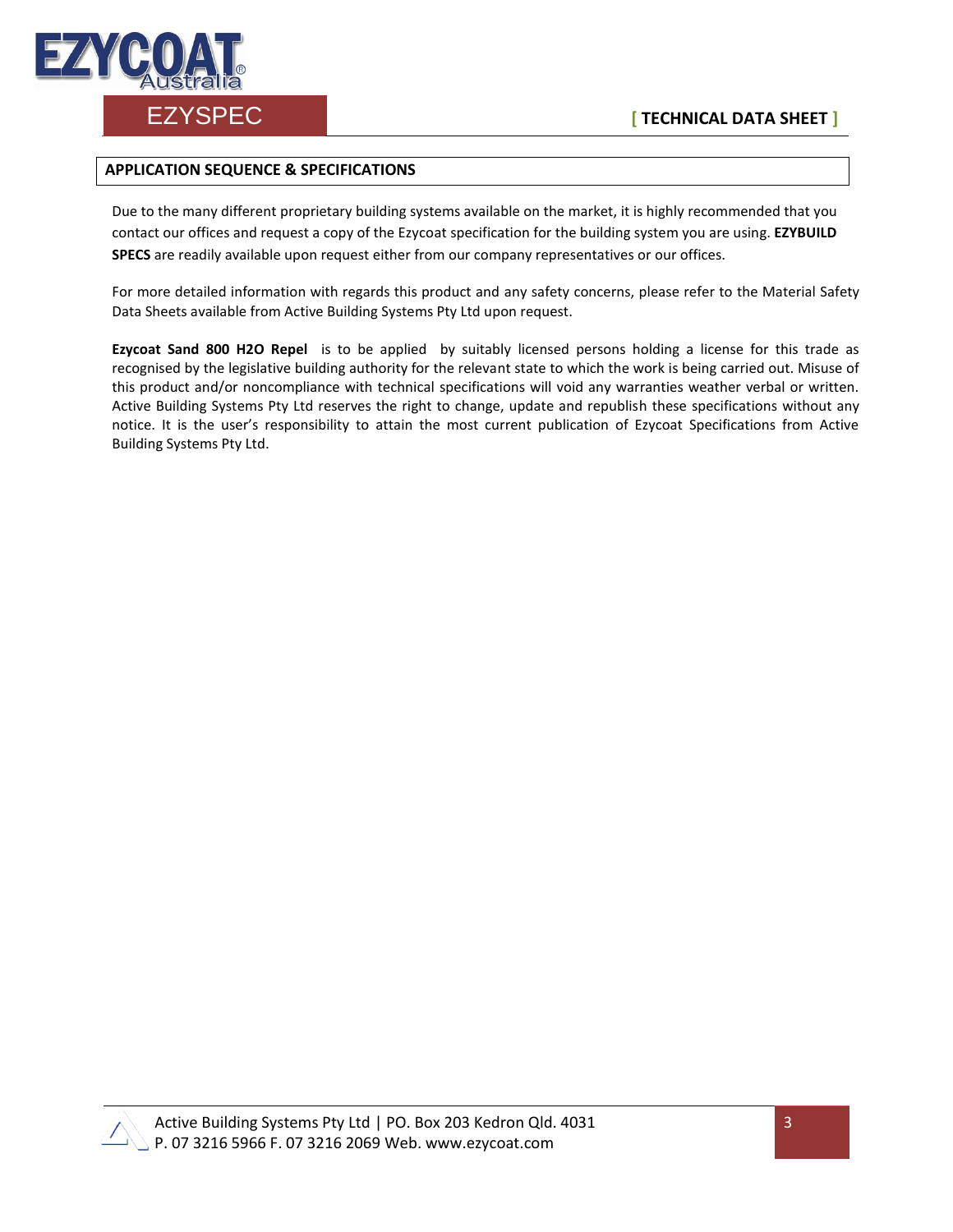## APPLICATION SEQUENCE & SPECIFICATIONS

Due to the many different proprietary building systems available on the market, it is highly recommended that you contact our offices and request a copy of the Ezycoat specification for the building system you are using. **EZYBUILD SPECS** are readily available upon request either from our company representatives or our offices.

For more detailed information with regards this product and any safety concerns, please refer to the Material Safety Data Sheets available from Active Building Systems Pty Ltd upon request.

**Ezycoat Sand 800 H2O Repel** is to be applied by suitably licensed persons holding a license for this trade as recognised by the legislative building authority for the relevant state to which the work is being carried out. Misuse of this product and/or noncompliance with technical specifications will void any warranties weather verbal or written. Active Building Systems Pty Ltd reserves the right to change, update and republish these specifications without any notice. It is the user's responsibility to attain the most current publication of Ezycoat Specifications from Active Building Systems Pty Ltd.